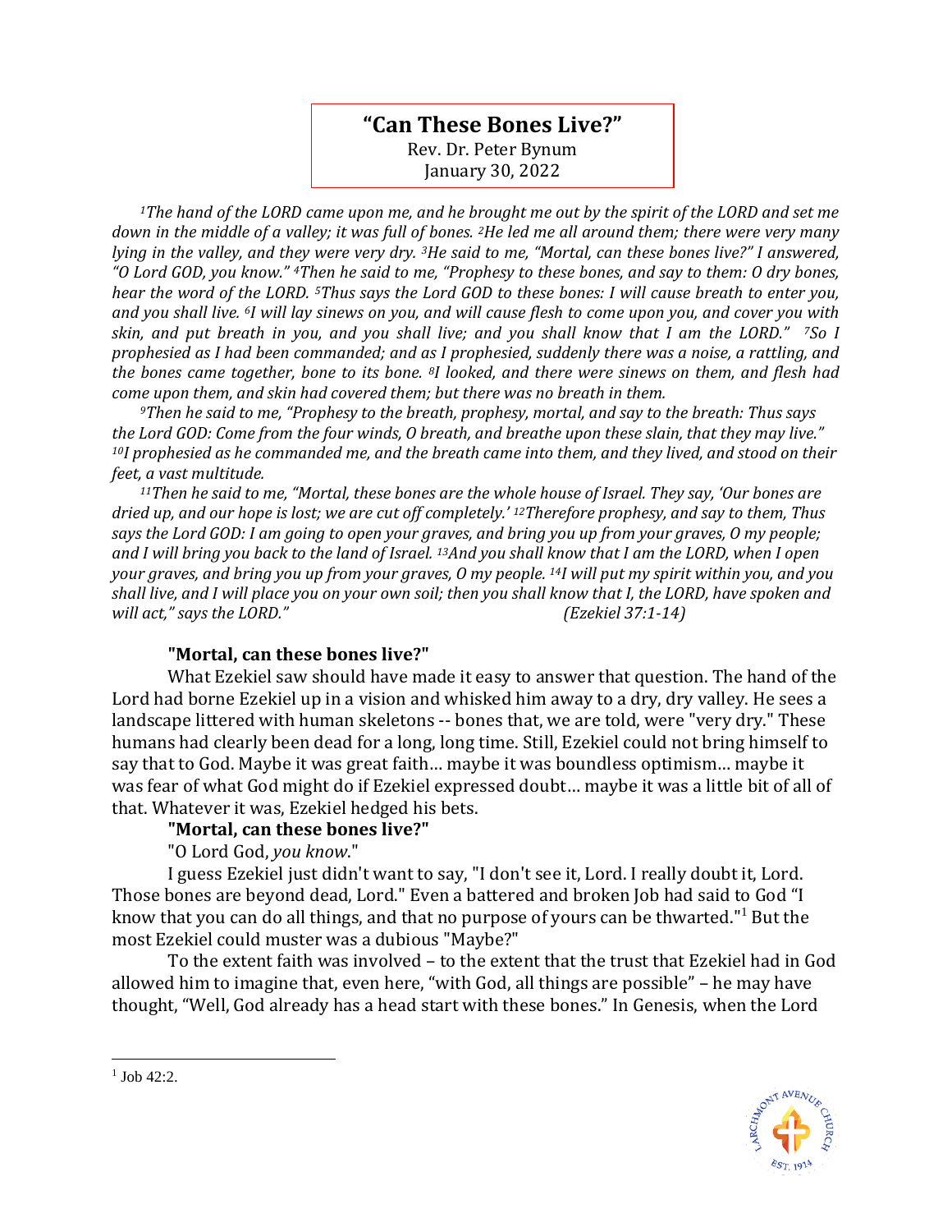# "Can These Bones Live?"

Rev. Dr. Peter Bynum
January 30, 2022

*[1]The hand of the LORD came upon me, and he brought me out by the spirit of the LORD and set me down in the middle of a valley; it was full of bones. [2]He led me all around them; there were very many lying in the valley, and they were very dry. [3]He said to me, "Mortal, can these bones live?" I answered, "O Lord GOD, you know." [4]Then he said to me, "Prophesy to these bones, and say to them: O dry bones, hear the word of the LORD. [5]Thus says the Lord GOD to these bones: I will cause breath to enter you, and you shall live. [6]I will lay sinews on you, and will cause flesh to come upon you, and cover you with skin, and put breath in you, and you shall live; and you shall know that I am the LORD." [7]So I prophesied as I had been commanded; and as I prophesied, suddenly there was a noise, a rattling, and the bones came together, bone to its bone. [8]I looked, and there were sinews on them, and flesh had come upon them, and skin had covered them; but there was no breath in them.*

*[9]Then he said to me, "Prophesy to the breath, prophesy, mortal, and say to the breath: Thus says the Lord GOD: Come from the four winds, O breath, and breathe upon these slain, that they may live." [10]I prophesied as he commanded me, and the breath came into them, and they lived, and stood on their feet, a vast multitude.*

*[11]Then he said to me, "Mortal, these bones are the whole house of Israel. They say, 'Our bones are dried up, and our hope is lost; we are cut off completely.' [12]Therefore prophesy, and say to them, Thus says the Lord GOD: I am going to open your graves, and bring you up from your graves, O my people; and I will bring you back to the land of Israel. [13]And you shall know that I am the LORD, when I open your graves, and bring you up from your graves, O my people. [14]I will put my spirit within you, and you shall live, and I will place you on your own soil; then you shall know that I, the LORD, have spoken and will act," says the LORD."* *(Ezekiel 37:1-14)*

**"Mortal, can these bones live?"**

What Ezekiel saw should have made it easy to answer that question. The hand of the Lord had borne Ezekiel up in a vision and whisked him away to a dry, dry valley. He sees a landscape littered with human skeletons -- bones that, we are told, were "very dry." These humans had clearly been dead for a long, long time. Still, Ezekiel could not bring himself to say that to God. Maybe it was great faith… maybe it was boundless optimism… maybe it was fear of what God might do if Ezekiel expressed doubt… maybe it was a little bit of all of that. Whatever it was, Ezekiel hedged his bets.

**"Mortal, can these bones live?"**

"O Lord God, *you know*."

I guess Ezekiel just didn't want to say, "I don't see it, Lord. I really doubt it, Lord. Those bones are beyond dead, Lord." Even a battered and broken Job had said to God "I know that you can do all things, and that no purpose of yours can be thwarted."[1] But the most Ezekiel could muster was a dubious "Maybe?"

To the extent faith was involved – to the extent that the trust that Ezekiel had in God allowed him to imagine that, even here, "with God, all things are possible" – he may have thought, "Well, God already has a head start with these bones." In Genesis, when the Lord

---

[1] Job 42:2.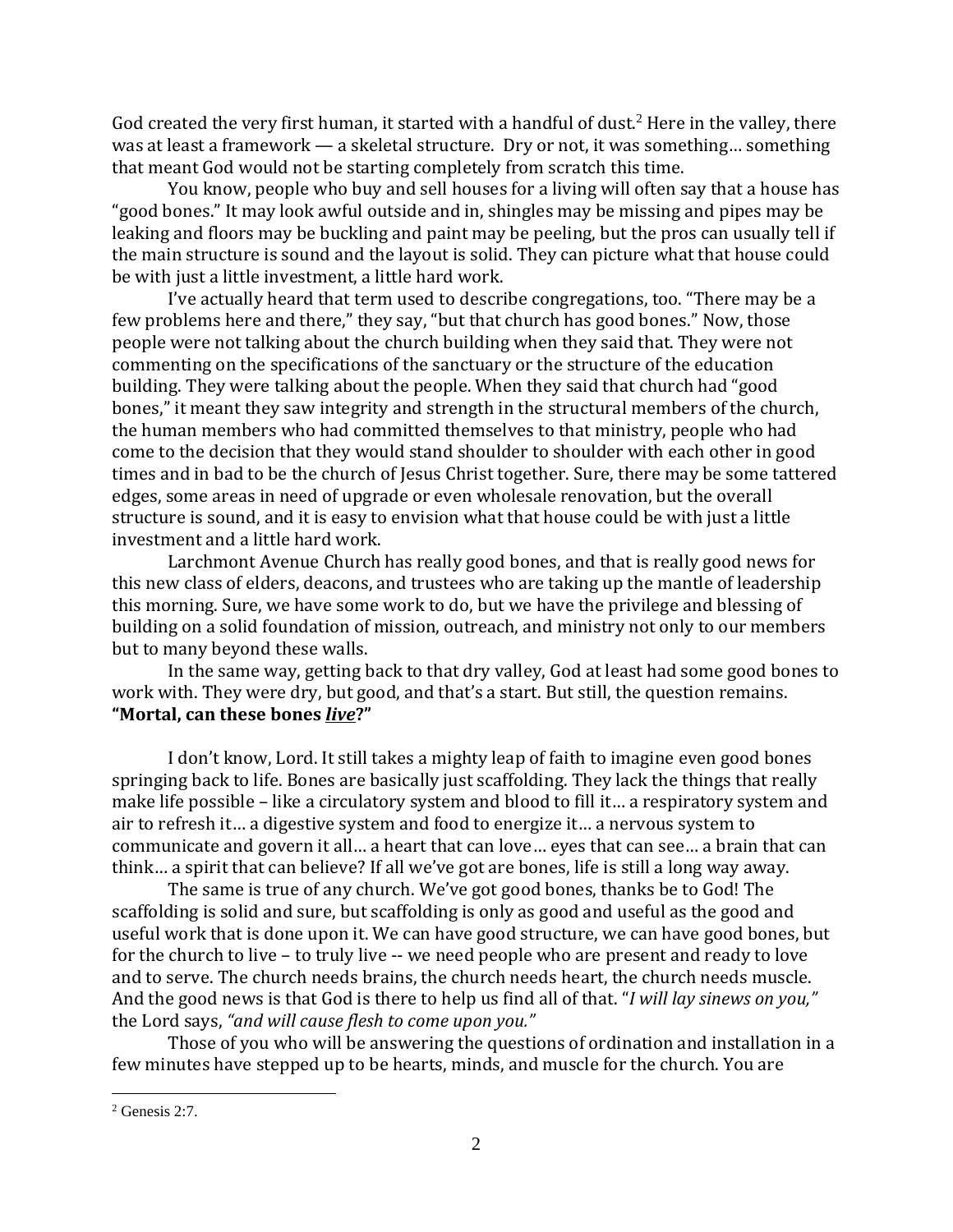God created the very first human, it started with a handful of dust.[2] Here in the valley, there was at least a framework — a skeletal structure. Dry or not, it was something… something that meant God would not be starting completely from scratch this time.

You know, people who buy and sell houses for a living will often say that a house has "good bones." It may look awful outside and in, shingles may be missing and pipes may be leaking and floors may be buckling and paint may be peeling, but the pros can usually tell if the main structure is sound and the layout is solid. They can picture what that house could be with just a little investment, a little hard work.

I've actually heard that term used to describe congregations, too. "There may be a few problems here and there," they say, "but that church has good bones." Now, those people were not talking about the church building when they said that. They were not commenting on the specifications of the sanctuary or the structure of the education building. They were talking about the people. When they said that church had "good bones," it meant they saw integrity and strength in the structural members of the church, the human members who had committed themselves to that ministry, people who had come to the decision that they would stand shoulder to shoulder with each other in good times and in bad to be the church of Jesus Christ together. Sure, there may be some tattered edges, some areas in need of upgrade or even wholesale renovation, but the overall structure is sound, and it is easy to envision what that house could be with just a little investment and a little hard work.

Larchmont Avenue Church has really good bones, and that is really good news for this new class of elders, deacons, and trustees who are taking up the mantle of leadership this morning. Sure, we have some work to do, but we have the privilege and blessing of building on a solid foundation of mission, outreach, and ministry not only to our members but to many beyond these walls.

In the same way, getting back to that dry valley, God at least had some good bones to work with. They were dry, but good, and that's a start. But still, the question remains. **"Mortal, can these bones *live*?"**

I don't know, Lord. It still takes a mighty leap of faith to imagine even good bones springing back to life. Bones are basically just scaffolding. They lack the things that really make life possible – like a circulatory system and blood to fill it… a respiratory system and air to refresh it… a digestive system and food to energize it… a nervous system to communicate and govern it all… a heart that can love… eyes that can see… a brain that can think… a spirit that can believe? If all we've got are bones, life is still a long way away.

The same is true of any church. We've got good bones, thanks be to God! The scaffolding is solid and sure, but scaffolding is only as good and useful as the good and useful work that is done upon it. We can have good structure, we can have good bones, but for the church to live – to truly live -- we need people who are present and ready to love and to serve. The church needs brains, the church needs heart, the church needs muscle. And the good news is that God is there to help us find all of that. "*I will lay sinews on you,"* the Lord says, *"and will cause flesh to come upon you."*

Those of you who will be answering the questions of ordination and installation in a few minutes have stepped up to be hearts, minds, and muscle for the church. You are

---

[2] Genesis 2:7.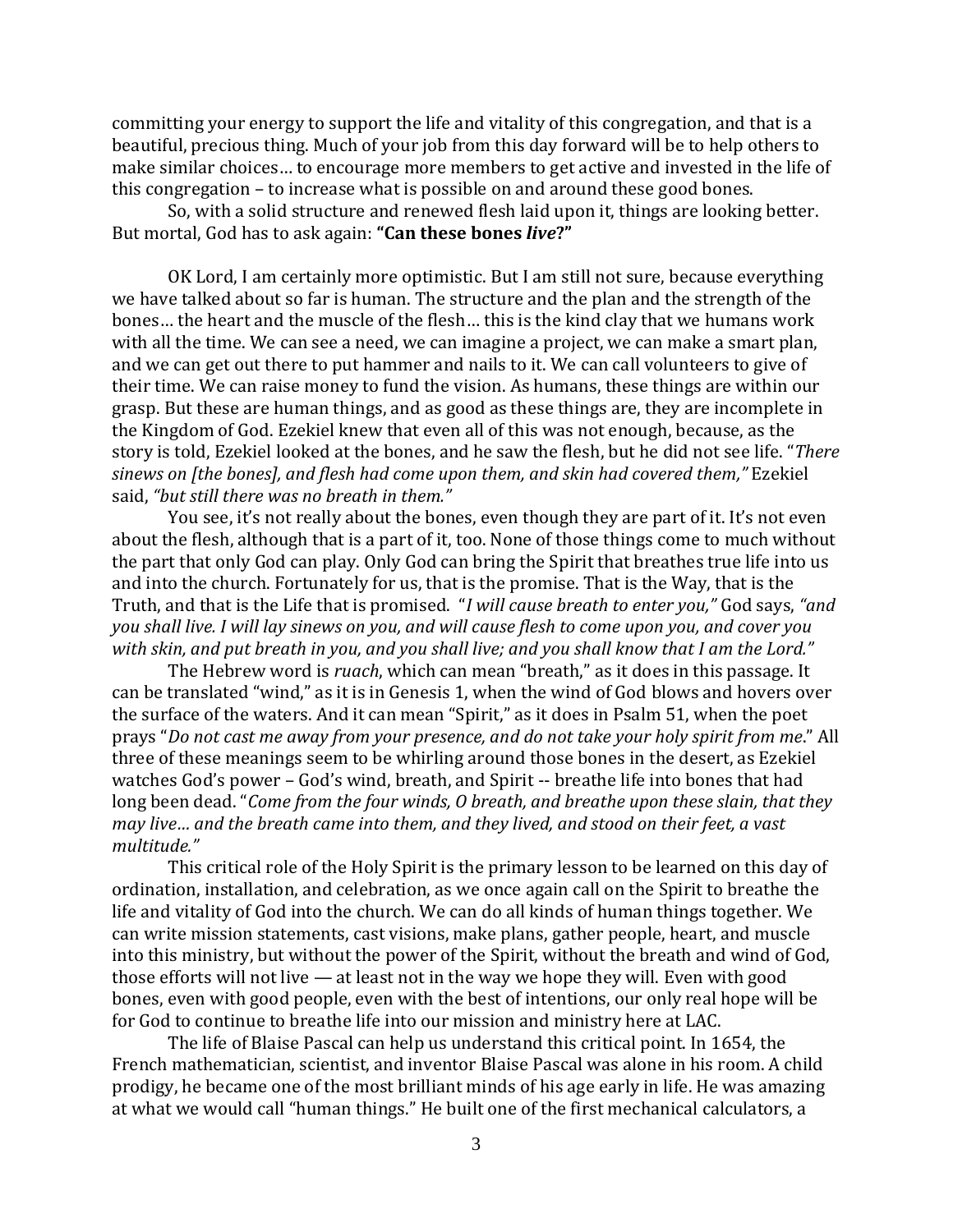committing your energy to support the life and vitality of this congregation, and that is a beautiful, precious thing. Much of your job from this day forward will be to help others to make similar choices… to encourage more members to get active and invested in the life of this congregation – to increase what is possible on and around these good bones.

So, with a solid structure and renewed flesh laid upon it, things are looking better. But mortal, God has to ask again: **"Can these bones *live*?"**

OK Lord, I am certainly more optimistic. But I am still not sure, because everything we have talked about so far is human. The structure and the plan and the strength of the bones… the heart and the muscle of the flesh… this is the kind clay that we humans work with all the time. We can see a need, we can imagine a project, we can make a smart plan, and we can get out there to put hammer and nails to it. We can call volunteers to give of their time. We can raise money to fund the vision. As humans, these things are within our grasp. But these are human things, and as good as these things are, they are incomplete in the Kingdom of God. Ezekiel knew that even all of this was not enough, because, as the story is told, Ezekiel looked at the bones, and he saw the flesh, but he did not see life. "*There sinews on [the bones], and flesh had come upon them, and skin had covered them,"* Ezekiel said, *"but still there was no breath in them."*

You see, it's not really about the bones, even though they are part of it. It's not even about the flesh, although that is a part of it, too. None of those things come to much without the part that only God can play. Only God can bring the Spirit that breathes true life into us and into the church. Fortunately for us, that is the promise. That is the Way, that is the Truth, and that is the Life that is promised. "*I will cause breath to enter you,"* God says, *"and you shall live. I will lay sinews on you, and will cause flesh to come upon you, and cover you with skin, and put breath in you, and you shall live; and you shall know that I am the Lord."*

The Hebrew word is *ruach*, which can mean "breath," as it does in this passage. It can be translated "wind," as it is in Genesis 1, when the wind of God blows and hovers over the surface of the waters. And it can mean "Spirit," as it does in Psalm 51, when the poet prays "*Do not cast me away from your presence, and do not take your holy spirit from me*." All three of these meanings seem to be whirling around those bones in the desert, as Ezekiel watches God's power – God's wind, breath, and Spirit -- breathe life into bones that had long been dead. "*Come from the four winds, O breath, and breathe upon these slain, that they may live… and the breath came into them, and they lived, and stood on their feet, a vast multitude."*

This critical role of the Holy Spirit is the primary lesson to be learned on this day of ordination, installation, and celebration, as we once again call on the Spirit to breathe the life and vitality of God into the church. We can do all kinds of human things together. We can write mission statements, cast visions, make plans, gather people, heart, and muscle into this ministry, but without the power of the Spirit, without the breath and wind of God, those efforts will not live — at least not in the way we hope they will. Even with good bones, even with good people, even with the best of intentions, our only real hope will be for God to continue to breathe life into our mission and ministry here at LAC.

The life of Blaise Pascal can help us understand this critical point. In 1654, the French mathematician, scientist, and inventor Blaise Pascal was alone in his room. A child prodigy, he became one of the most brilliant minds of his age early in life. He was amazing at what we would call "human things." He built one of the first mechanical calculators, a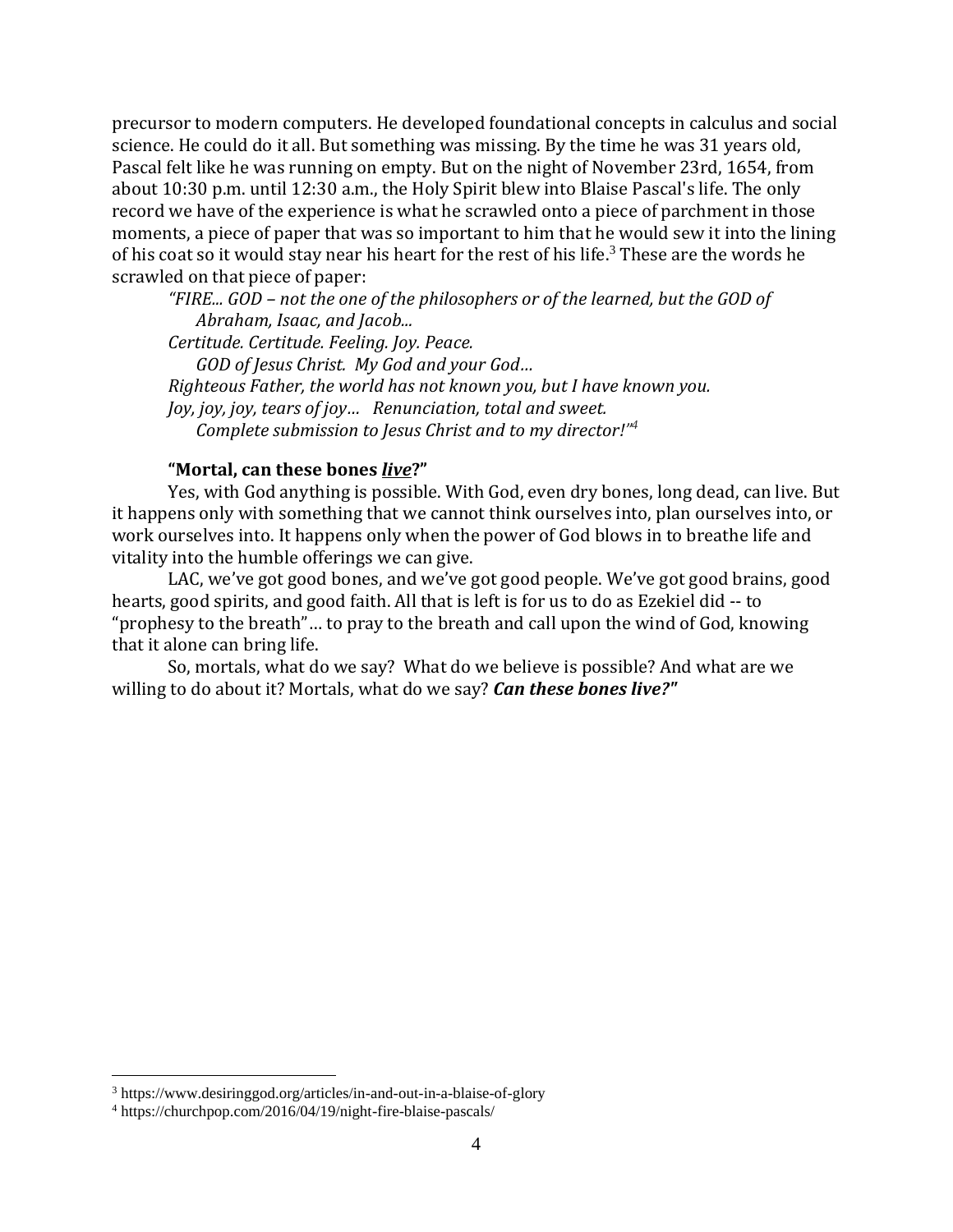precursor to modern computers. He developed foundational concepts in calculus and social science. He could do it all. But something was missing. By the time he was 31 years old, Pascal felt like he was running on empty. But on the night of November 23rd, 1654, from about 10:30 p.m. until 12:30 a.m., the Holy Spirit blew into Blaise Pascal's life. The only record we have of the experience is what he scrawled onto a piece of parchment in those moments, a piece of paper that was so important to him that he would sew it into the lining of his coat so it would stay near his heart for the rest of his life.[3] These are the words he scrawled on that piece of paper:

> *"FIRE... GOD – not the one of the philosophers or of the learned, but the GOD of Abraham, Isaac, and Jacob...*
> *Certitude. Certitude. Feeling. Joy. Peace.*
> *GOD of Jesus Christ. My God and your God…*
> *Righteous Father, the world has not known you, but I have known you.*
> *Joy, joy, joy, tears of joy… Renunciation, total and sweet.*
> *Complete submission to Jesus Christ and to my director!"*[4]

**"Mortal, can these bones *live*?"**

Yes, with God anything is possible. With God, even dry bones, long dead, can live. But it happens only with something that we cannot think ourselves into, plan ourselves into, or work ourselves into. It happens only when the power of God blows in to breathe life and vitality into the humble offerings we can give.

LAC, we've got good bones, and we've got good people. We've got good brains, good hearts, good spirits, and good faith. All that is left is for us to do as Ezekiel did -- to "prophesy to the breath"… to pray to the breath and call upon the wind of God, knowing that it alone can bring life.

So, mortals, what do we say? What do we believe is possible? And what are we willing to do about it? Mortals, what do we say? ***Can these bones live?"***

---

[3] https://www.desiringgod.org/articles/in-and-out-in-a-blaise-of-glory

[4] https://churchpop.com/2016/04/19/night-fire-blaise-pascals/